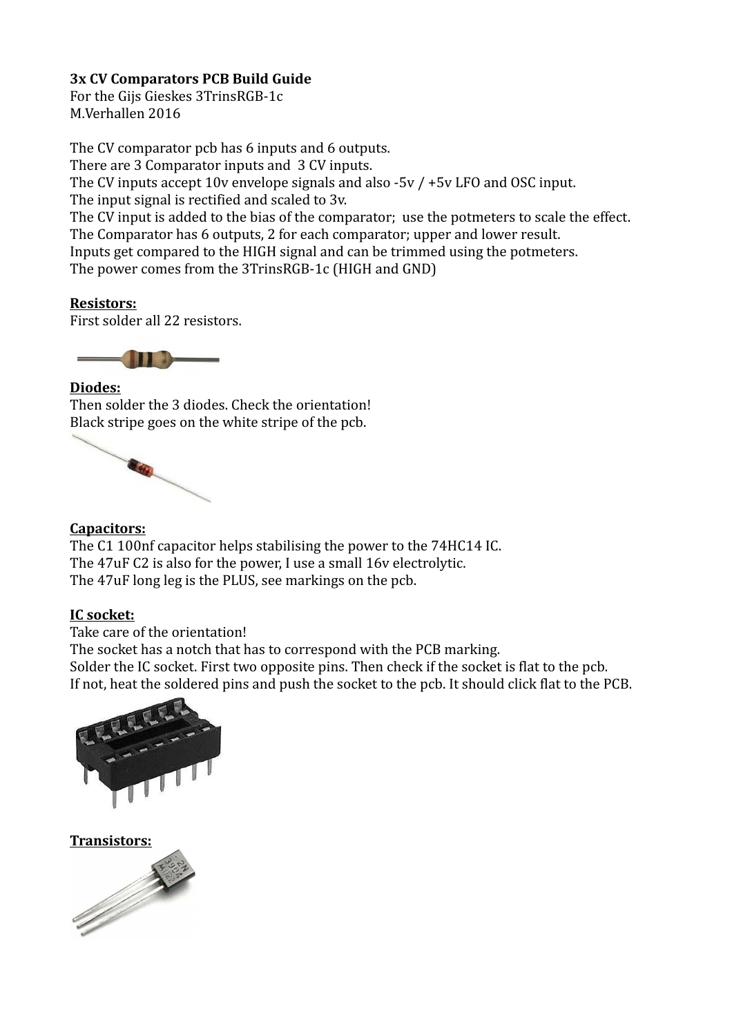**3x CV Comparators PCB Build Guide**
For the Gijs Gieskes 3TrinsRGB-1c
M.Verhallen 2016

The CV comparator pcb has 6 inputs and 6 outputs.
There are 3 Comparator inputs and 3 CV inputs.
The CV inputs accept 10v envelope signals and also -5v / +5v LFO and OSC input.
The input signal is rectified and scaled to 3v.
The CV input is added to the bias of the comparator; use the potmeters to scale the effect.
The Comparator has 6 outputs, 2 for each comparator; upper and lower result.
Inputs get compared to the HIGH signal and can be trimmed using the potmeters.
The power comes from the 3TrinsRGB-1c (HIGH and GND)

**Resistors:**
First solder all 22 resistors.

**Diodes:**
Then solder the 3 diodes. Check the orientation!
Black stripe goes on the white stripe of the pcb.

**Capacitors:**
The C1 100nf capacitor helps stabilising the power to the 74HC14 IC.
The 47uF C2 is also for the power, I use a small 16v electrolytic.
The 47uF long leg is the PLUS, see markings on the pcb.

**IC socket:**
Take care of the orientation!
The socket has a notch that has to correspond with the PCB marking.
Solder the IC socket. First two opposite pins. Then check if the socket is flat to the pcb.
If not, heat the soldered pins and push the socket to the pcb. It should click flat to the PCB.

**Transistors:**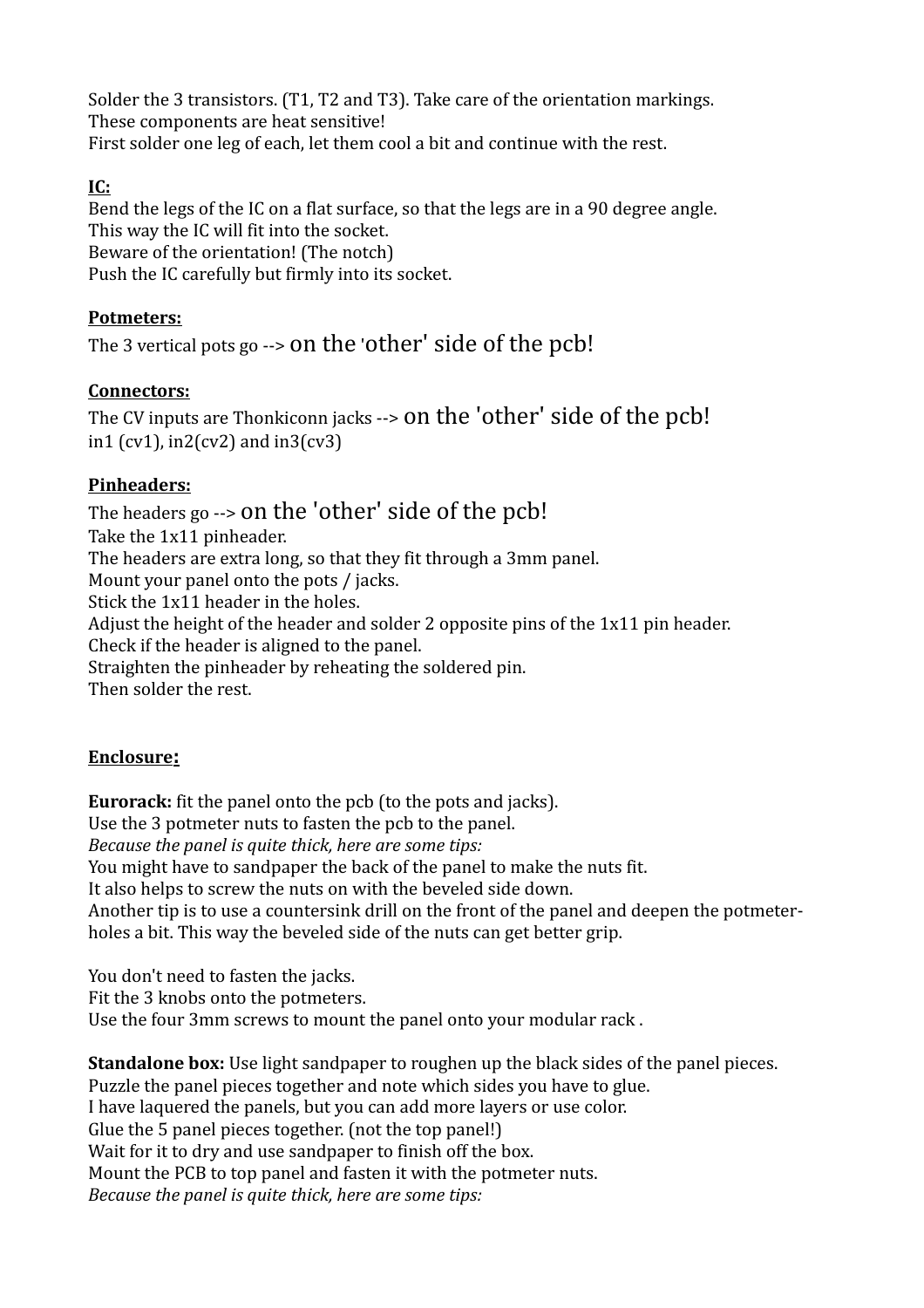Solder the 3 transistors. (T1, T2 and T3). Take care of the orientation markings.
These components are heat sensitive!
First solder one leg of each, let them cool a bit and continue with the rest.

**IC:**

Bend the legs of the IC on a flat surface, so that the legs are in a 90 degree angle.
This way the IC will fit into the socket.
Beware of the orientation! (The notch)
Push the IC carefully but firmly into its socket.

**Potmeters:**

The 3 vertical pots go --> on the 'other' side of the pcb!

**Connectors:**

The CV inputs are Thonkiconn jacks --> on the 'other' side of the pcb!
in1 (cv1), in2(cv2) and in3(cv3)

**Pinheaders:**

The headers go --> on the 'other' side of the pcb!
Take the 1x11 pinheader.
The headers are extra long, so that they fit through a 3mm panel.
Mount your panel onto the pots / jacks.
Stick the 1x11 header in the holes.
Adjust the height of the header and solder 2 opposite pins of the 1x11 pin header.
Check if the header is aligned to the panel.
Straighten the pinheader by reheating the soldered pin.
Then solder the rest.

**Enclosure:**

**Eurorack:** fit the panel onto the pcb (to the pots and jacks).
Use the 3 potmeter nuts to fasten the pcb to the panel.
*Because the panel is quite thick, here are some tips:*
You might have to sandpaper the back of the panel to make the nuts fit.
It also helps to screw the nuts on with the beveled side down.
Another tip is to use a countersink drill on the front of the panel and deepen the potmeter-holes a bit. This way the beveled side of the nuts can get better grip.

You don't need to fasten the jacks.
Fit the 3 knobs onto the potmeters.
Use the four 3mm screws to mount the panel onto your modular rack .

**Standalone box:** Use light sandpaper to roughen up the black sides of the panel pieces.
Puzzle the panel pieces together and note which sides you have to glue.
I have laquered the panels, but you can add more layers or use color.
Glue the 5 panel pieces together. (not the top panel!)
Wait for it to dry and use sandpaper to finish off the box.
Mount the PCB to top panel and fasten it with the potmeter nuts.
*Because the panel is quite thick, here are some tips:*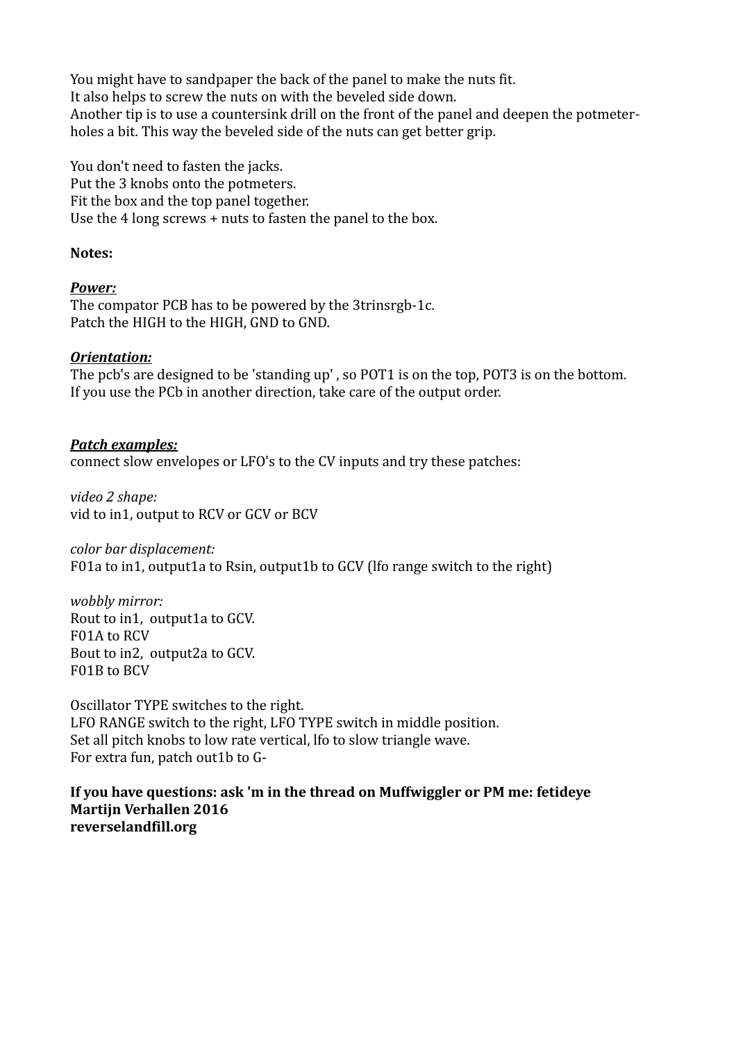You might have to sandpaper the back of the panel to make the nuts fit.
It also helps to screw the nuts on with the beveled side down.
Another tip is to use a countersink drill on the front of the panel and deepen the potmeter-holes a bit. This way the beveled side of the nuts can get better grip.

You don't need to fasten the jacks.
Put the 3 knobs onto the potmeters.
Fit the box and the top panel together.
Use the 4 long screws + nuts to fasten the panel to the box.

**Notes:**

***Power:***
The compator PCB has to be powered by the 3trinsrgb-1c.
Patch the HIGH to the HIGH, GND to GND.

***Orientation:***
The pcb's are designed to be 'standing up' , so POT1 is on the top, POT3 is on the bottom.
If you use the PCb in another direction, take care of the output order.

***Patch examples:***
connect slow envelopes or LFO's to the CV inputs and try these patches:

*video 2 shape:*
vid to in1, output to RCV or GCV or BCV

*color bar displacement:*
F01a to in1, output1a to Rsin, output1b to GCV (lfo range switch to the right)

*wobbly mirror:*
Rout to in1, output1a to GCV.
F01A to RCV
Bout to in2, output2a to GCV.
F01B to BCV

Oscillator TYPE switches to the right.
LFO RANGE switch to the right, LFO TYPE switch in middle position.
Set all pitch knobs to low rate vertical, lfo to slow triangle wave.
For extra fun, patch out1b to G-

**If you have questions: ask 'm in the thread on Muffwiggler or PM me: fetideye**
**Martijn Verhallen 2016**
**reverselandfill.org**